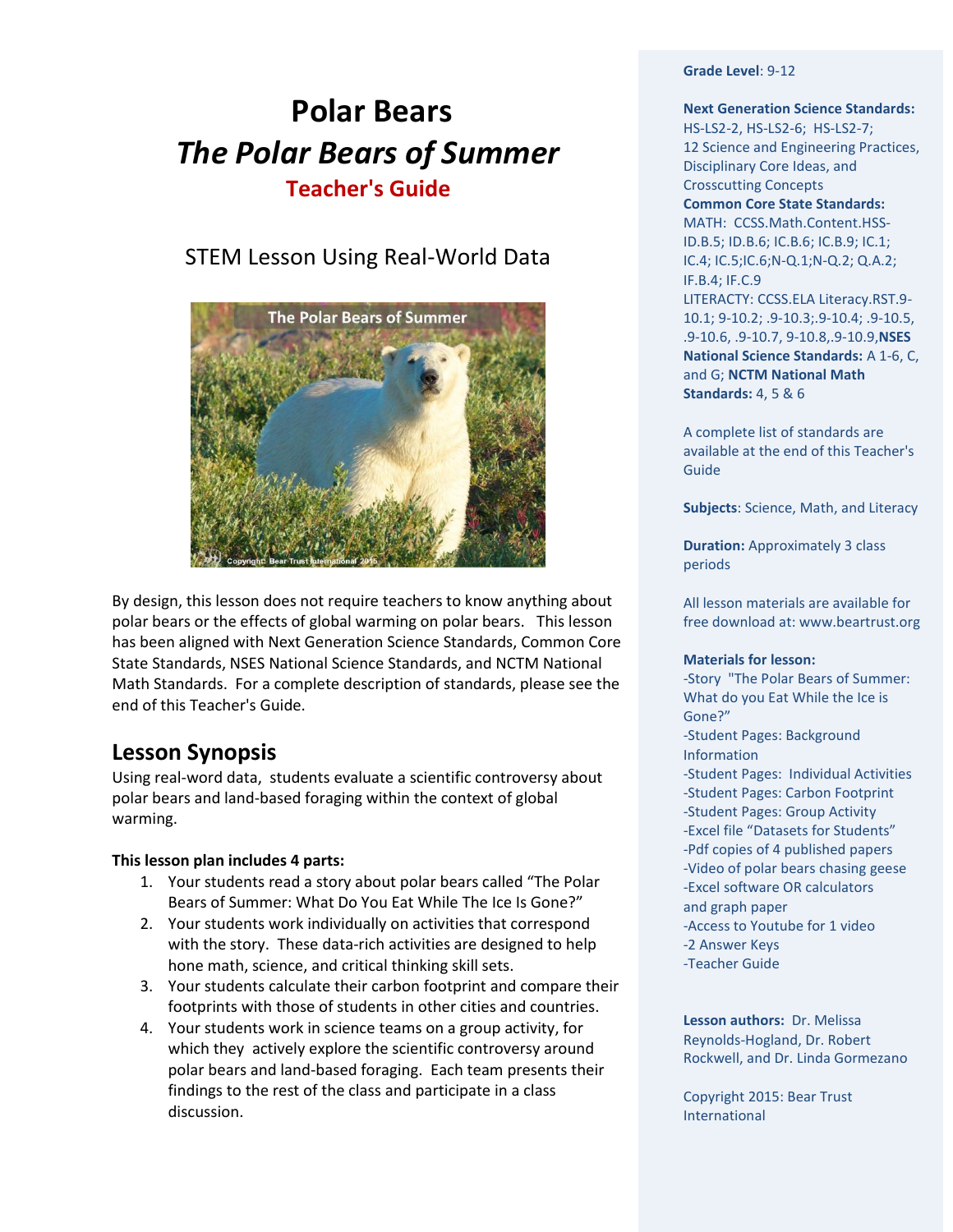# Polar Bears

## *The Polar Bears of Summer*

### Teacher's Guide

STEM Lesson Using Real-World Data

By design, this lesson does not require teachers to know anything about polar bears or the effects of global warming on polar bears. This lesson has been aligned with Next Generation Science Standards, Common Core State Standards, NSES National Science Standards, and NCTM National Math Standards. For a complete description of standards, please see the end of this Teacher's Guide.

## Lesson Synopsis

Using real-word data, students evaluate a scientific controversy about polar bears and land-based foraging within the context of global warming.

**This lesson plan includes 4 parts:**

1. Your students read a story about polar bears called "The Polar Bears of Summer: What Do You Eat While The Ice Is Gone?"
2. Your students work individually on activities that correspond with the story. These data-rich activities are designed to help hone math, science, and critical thinking skill sets.
3. Your students calculate their carbon footprint and compare their footprints with those of students in other cities and countries.
4. Your students work in science teams on a group activity, for which they actively explore the scientific controversy around polar bears and land-based foraging. Each team presents their findings to the rest of the class and participate in a class discussion.

**Grade Level**: 9-12

**Next Generation Science Standards:** HS-LS2-2, HS-LS2-6; HS-LS2-7; 12 Science and Engineering Practices, Disciplinary Core Ideas, and Crosscutting Concepts

**Common Core State Standards:** MATH: CCSS.Math.Content.HSS-ID.B.5; ID.B.6; IC.B.6; IC.B.9; IC.1; IC.4; IC.5;IC.6;N-Q.1;N-Q.2; Q.A.2; IF.B.4; IF.C.9
LITERACY: CCSS.ELA Literacy.RST.9-10.1; 9-10.2; .9-10.3;.9-10.4; .9-10.5, .9-10.6, .9-10.7, 9-10.8,.9-10.9,**NSES National Science Standards:** A 1-6, C, and G; **NCTM National Math Standards:** 4, 5 & 6

A complete list of standards are available at the end of this Teacher's Guide

**Subjects**: Science, Math, and Literacy

**Duration:** Approximately 3 class periods

All lesson materials are available for free download at: www.beartrust.org

**Materials for lesson:**
-Story "The Polar Bears of Summer: What do you Eat While the Ice is Gone?"
-Student Pages: Background Information
-Student Pages: Individual Activities
-Student Pages: Carbon Footprint
-Student Pages: Group Activity
-Excel file "Datasets for Students"
-Pdf copies of 4 published papers
-Video of polar bears chasing geese
-Excel software OR calculators and graph paper
-Access to Youtube for 1 video
-2 Answer Keys
-Teacher Guide

**Lesson authors:** Dr. Melissa Reynolds-Hogland, Dr. Robert Rockwell, and Dr. Linda Gormezano

Copyright 2015: Bear Trust International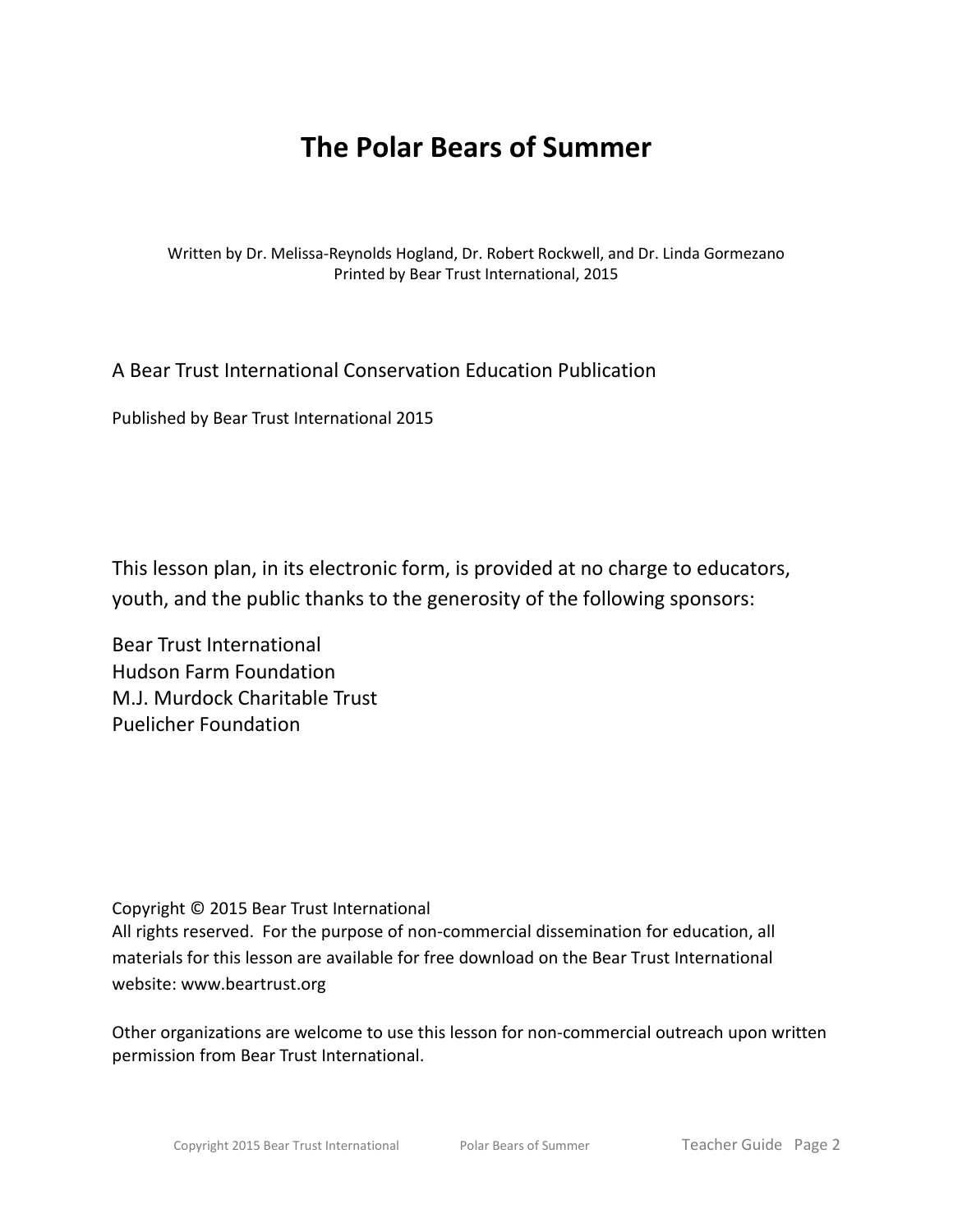# The Polar Bears of Summer

Written by Dr. Melissa-Reynolds Hogland, Dr. Robert Rockwell, and Dr. Linda Gormezano
Printed by Bear Trust International, 2015

A Bear Trust International Conservation Education Publication

Published by Bear Trust International 2015

This lesson plan, in its electronic form, is provided at no charge to educators, youth, and the public thanks to the generosity of the following sponsors:

Bear Trust International
Hudson Farm Foundation
M.J. Murdock Charitable Trust
Puelicher Foundation

Copyright © 2015 Bear Trust International
All rights reserved. For the purpose of non-commercial dissemination for education, all materials for this lesson are available for free download on the Bear Trust International website: www.beartrust.org

Other organizations are welcome to use this lesson for non-commercial outreach upon written permission from Bear Trust International.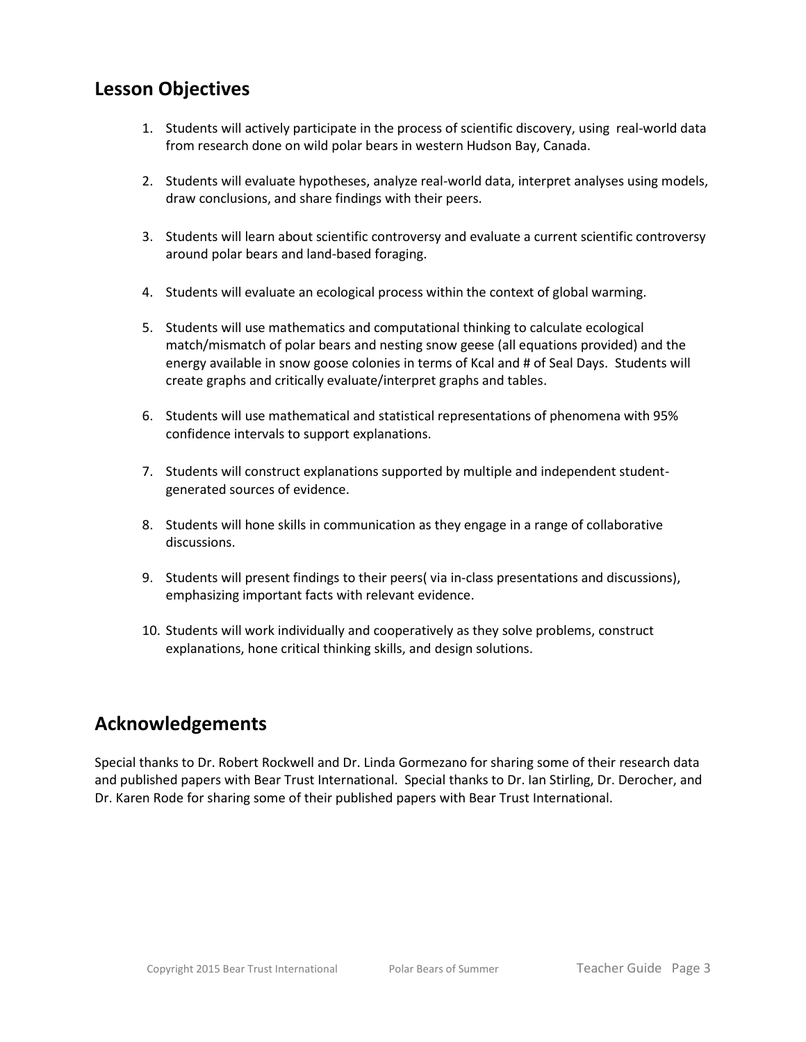## Lesson Objectives

1. Students will actively participate in the process of scientific discovery, using real-world data from research done on wild polar bears in western Hudson Bay, Canada.

2. Students will evaluate hypotheses, analyze real-world data, interpret analyses using models, draw conclusions, and share findings with their peers.

3. Students will learn about scientific controversy and evaluate a current scientific controversy around polar bears and land-based foraging.

4. Students will evaluate an ecological process within the context of global warming.

5. Students will use mathematics and computational thinking to calculate ecological match/mismatch of polar bears and nesting snow geese (all equations provided) and the energy available in snow goose colonies in terms of Kcal and # of Seal Days. Students will create graphs and critically evaluate/interpret graphs and tables.

6. Students will use mathematical and statistical representations of phenomena with 95% confidence intervals to support explanations.

7. Students will construct explanations supported by multiple and independent student-generated sources of evidence.

8. Students will hone skills in communication as they engage in a range of collaborative discussions.

9. Students will present findings to their peers( via in-class presentations and discussions), emphasizing important facts with relevant evidence.

10. Students will work individually and cooperatively as they solve problems, construct explanations, hone critical thinking skills, and design solutions.

## Acknowledgements

Special thanks to Dr. Robert Rockwell and Dr. Linda Gormezano for sharing some of their research data and published papers with Bear Trust International. Special thanks to Dr. Ian Stirling, Dr. Derocher, and Dr. Karen Rode for sharing some of their published papers with Bear Trust International.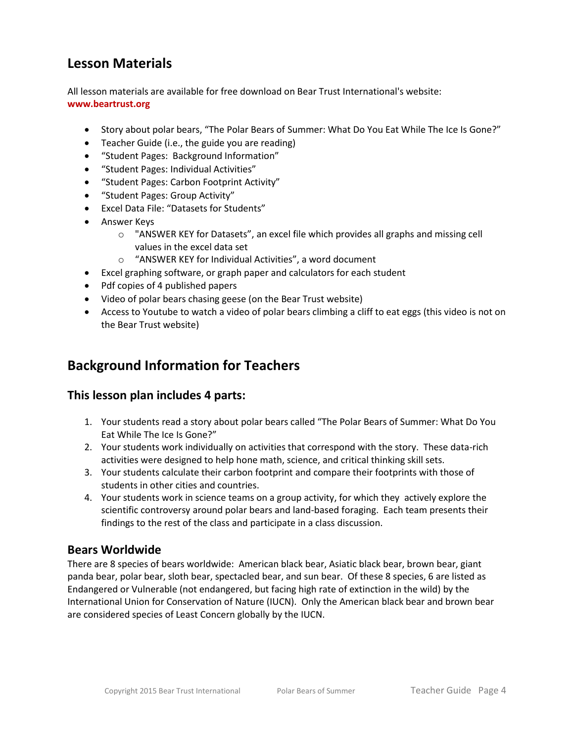## Lesson Materials

All lesson materials are available for free download on Bear Trust International's website:
**www.beartrust.org**

- Story about polar bears, "The Polar Bears of Summer: What Do You Eat While The Ice Is Gone?"
- Teacher Guide (i.e., the guide you are reading)
- "Student Pages: Background Information"
- "Student Pages: Individual Activities"
- "Student Pages: Carbon Footprint Activity"
- "Student Pages: Group Activity"
- Excel Data File: "Datasets for Students"
- Answer Keys
  - "ANSWER KEY for Datasets", an excel file which provides all graphs and missing cell values in the excel data set
  - "ANSWER KEY for Individual Activities", a word document
- Excel graphing software, or graph paper and calculators for each student
- Pdf copies of 4 published papers
- Video of polar bears chasing geese (on the Bear Trust website)
- Access to Youtube to watch a video of polar bears climbing a cliff to eat eggs (this video is not on the Bear Trust website)

## Background Information for Teachers

### This lesson plan includes 4 parts:

1. Your students read a story about polar bears called "The Polar Bears of Summer: What Do You Eat While The Ice Is Gone?"
2. Your students work individually on activities that correspond with the story. These data-rich activities were designed to help hone math, science, and critical thinking skill sets.
3. Your students calculate their carbon footprint and compare their footprints with those of students in other cities and countries.
4. Your students work in science teams on a group activity, for which they actively explore the scientific controversy around polar bears and land-based foraging. Each team presents their findings to the rest of the class and participate in a class discussion.

### Bears Worldwide

There are 8 species of bears worldwide: American black bear, Asiatic black bear, brown bear, giant panda bear, polar bear, sloth bear, spectacled bear, and sun bear. Of these 8 species, 6 are listed as Endangered or Vulnerable (not endangered, but facing high rate of extinction in the wild) by the International Union for Conservation of Nature (IUCN). Only the American black bear and brown bear are considered species of Least Concern globally by the IUCN.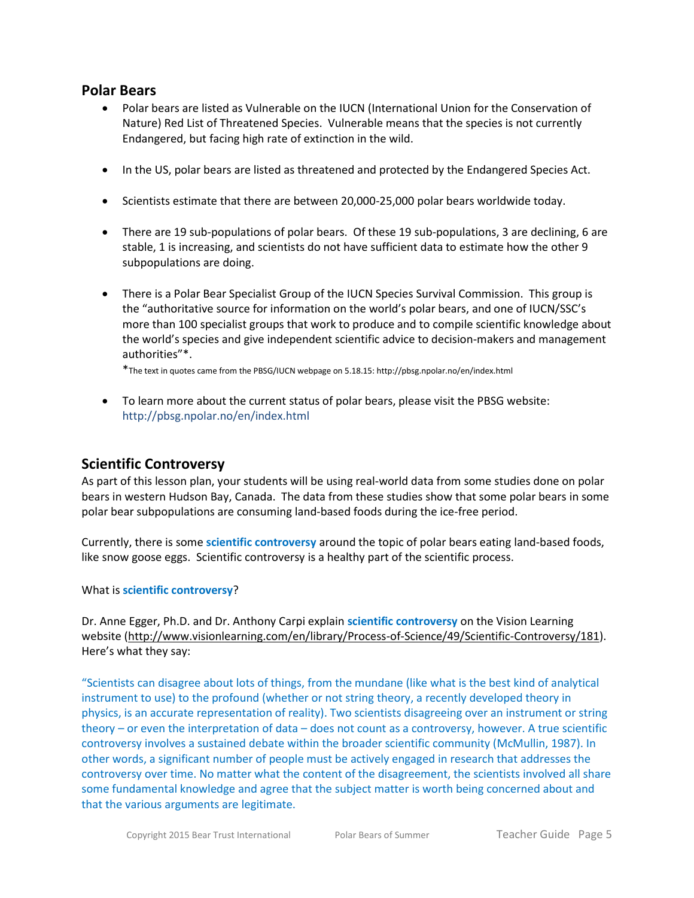## Polar Bears

- Polar bears are listed as Vulnerable on the IUCN (International Union for the Conservation of Nature) Red List of Threatened Species. Vulnerable means that the species is not currently Endangered, but facing high rate of extinction in the wild.

- In the US, polar bears are listed as threatened and protected by the Endangered Species Act.

- Scientists estimate that there are between 20,000-25,000 polar bears worldwide today.

- There are 19 sub-populations of polar bears. Of these 19 sub-populations, 3 are declining, 6 are stable, 1 is increasing, and scientists do not have sufficient data to estimate how the other 9 subpopulations are doing.

- There is a Polar Bear Specialist Group of the IUCN Species Survival Commission. This group is the "authoritative source for information on the world's polar bears, and one of IUCN/SSC's more than 100 specialist groups that work to produce and to compile scientific knowledge about the world's species and give independent scientific advice to decision-makers and management authorities"*.

  *The text in quotes came from the PBSG/IUCN webpage on 5.18.15: http://pbsg.npolar.no/en/index.html

- To learn more about the current status of polar bears, please visit the PBSG website: http://pbsg.npolar.no/en/index.html

## Scientific Controversy

As part of this lesson plan, your students will be using real-world data from some studies done on polar bears in western Hudson Bay, Canada. The data from these studies show that some polar bears in some polar bear subpopulations are consuming land-based foods during the ice-free period.

Currently, there is some **scientific controversy** around the topic of polar bears eating land-based foods, like snow goose eggs. Scientific controversy is a healthy part of the scientific process.

What is **scientific controversy**?

Dr. Anne Egger, Ph.D. and Dr. Anthony Carpi explain **scientific controversy** on the Vision Learning website (http://www.visionlearning.com/en/library/Process-of-Science/49/Scientific-Controversy/181). Here's what they say:

"Scientists can disagree about lots of things, from the mundane (like what is the best kind of analytical instrument to use) to the profound (whether or not string theory, a recently developed theory in physics, is an accurate representation of reality). Two scientists disagreeing over an instrument or string theory – or even the interpretation of data – does not count as a controversy, however. A true scientific controversy involves a sustained debate within the broader scientific community (McMullin, 1987). In other words, a significant number of people must be actively engaged in research that addresses the controversy over time. No matter what the content of the disagreement, the scientists involved all share some fundamental knowledge and agree that the subject matter is worth being concerned about and that the various arguments are legitimate.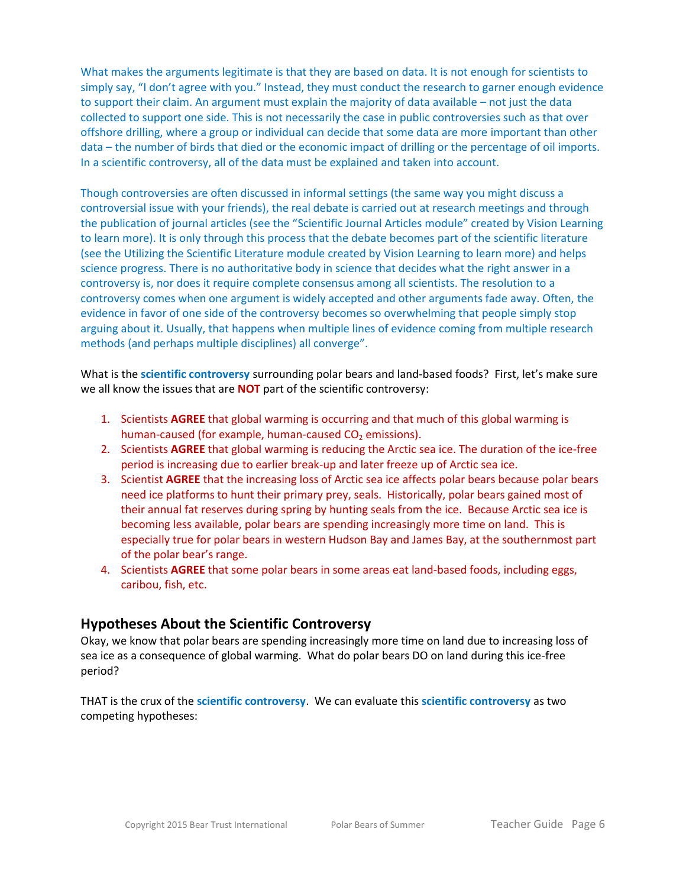What makes the arguments legitimate is that they are based on data. It is not enough for scientists to simply say, "I don't agree with you." Instead, they must conduct the research to garner enough evidence to support their claim. An argument must explain the majority of data available – not just the data collected to support one side. This is not necessarily the case in public controversies such as that over offshore drilling, where a group or individual can decide that some data are more important than other data – the number of birds that died or the economic impact of drilling or the percentage of oil imports. In a scientific controversy, all of the data must be explained and taken into account.

Though controversies are often discussed in informal settings (the same way you might discuss a controversial issue with your friends), the real debate is carried out at research meetings and through the publication of journal articles (see the "Scientific Journal Articles module" created by Vision Learning to learn more). It is only through this process that the debate becomes part of the scientific literature (see the Utilizing the Scientific Literature module created by Vision Learning to learn more) and helps science progress. There is no authoritative body in science that decides what the right answer in a controversy is, nor does it require complete consensus among all scientists. The resolution to a controversy comes when one argument is widely accepted and other arguments fade away. Often, the evidence in favor of one side of the controversy becomes so overwhelming that people simply stop arguing about it. Usually, that happens when multiple lines of evidence coming from multiple research methods (and perhaps multiple disciplines) all converge".

What is the **scientific controversy** surrounding polar bears and land-based foods? First, let's make sure we all know the issues that are **NOT** part of the scientific controversy:

1. Scientists **AGREE** that global warming is occurring and that much of this global warming is human-caused (for example, human-caused $CO_2$ emissions).
2. Scientists **AGREE** that global warming is reducing the Arctic sea ice. The duration of the ice-free period is increasing due to earlier break-up and later freeze up of Arctic sea ice.
3. Scientist **AGREE** that the increasing loss of Arctic sea ice affects polar bears because polar bears need ice platforms to hunt their primary prey, seals. Historically, polar bears gained most of their annual fat reserves during spring by hunting seals from the ice. Because Arctic sea ice is becoming less available, polar bears are spending increasingly more time on land. This is especially true for polar bears in western Hudson Bay and James Bay, at the southernmost part of the polar bear's range.
4. Scientists **AGREE** that some polar bears in some areas eat land-based foods, including eggs, caribou, fish, etc.

## Hypotheses About the Scientific Controversy

Okay, we know that polar bears are spending increasingly more time on land due to increasing loss of sea ice as a consequence of global warming. What do polar bears DO on land during this ice-free period?

THAT is the crux of the **scientific controversy**. We can evaluate this **scientific controversy** as two competing hypotheses: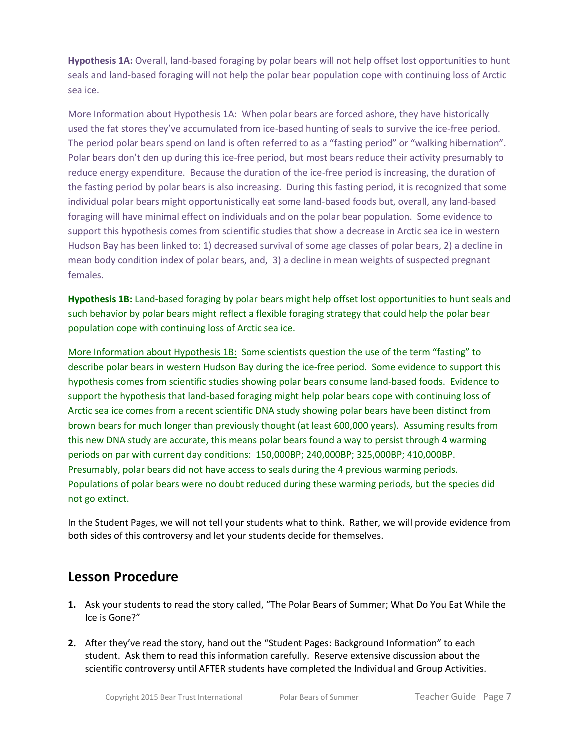**Hypothesis 1A:** Overall, land-based foraging by polar bears will not help offset lost opportunities to hunt seals and land-based foraging will not help the polar bear population cope with continuing loss of Arctic sea ice.

More Information about Hypothesis 1A: When polar bears are forced ashore, they have historically used the fat stores they've accumulated from ice-based hunting of seals to survive the ice-free period. The period polar bears spend on land is often referred to as a "fasting period" or "walking hibernation". Polar bears don't den up during this ice-free period, but most bears reduce their activity presumably to reduce energy expenditure. Because the duration of the ice-free period is increasing, the duration of the fasting period by polar bears is also increasing. During this fasting period, it is recognized that some individual polar bears might opportunistically eat some land-based foods but, overall, any land-based foraging will have minimal effect on individuals and on the polar bear population. Some evidence to support this hypothesis comes from scientific studies that show a decrease in Arctic sea ice in western Hudson Bay has been linked to: 1) decreased survival of some age classes of polar bears, 2) a decline in mean body condition index of polar bears, and, 3) a decline in mean weights of suspected pregnant females.

**Hypothesis 1B:** Land-based foraging by polar bears might help offset lost opportunities to hunt seals and such behavior by polar bears might reflect a flexible foraging strategy that could help the polar bear population cope with continuing loss of Arctic sea ice.

More Information about Hypothesis 1B: Some scientists question the use of the term "fasting" to describe polar bears in western Hudson Bay during the ice-free period. Some evidence to support this hypothesis comes from scientific studies showing polar bears consume land-based foods. Evidence to support the hypothesis that land-based foraging might help polar bears cope with continuing loss of Arctic sea ice comes from a recent scientific DNA study showing polar bears have been distinct from brown bears for much longer than previously thought (at least 600,000 years). Assuming results from this new DNA study are accurate, this means polar bears found a way to persist through 4 warming periods on par with current day conditions: 150,000BP; 240,000BP; 325,000BP; 410,000BP. Presumably, polar bears did not have access to seals during the 4 previous warming periods. Populations of polar bears were no doubt reduced during these warming periods, but the species did not go extinct.

In the Student Pages, we will not tell your students what to think. Rather, we will provide evidence from both sides of this controversy and let your students decide for themselves.

## Lesson Procedure

1. Ask your students to read the story called, "The Polar Bears of Summer; What Do You Eat While the Ice is Gone?"

2. After they've read the story, hand out the "Student Pages: Background Information" to each student. Ask them to read this information carefully. Reserve extensive discussion about the scientific controversy until AFTER students have completed the Individual and Group Activities.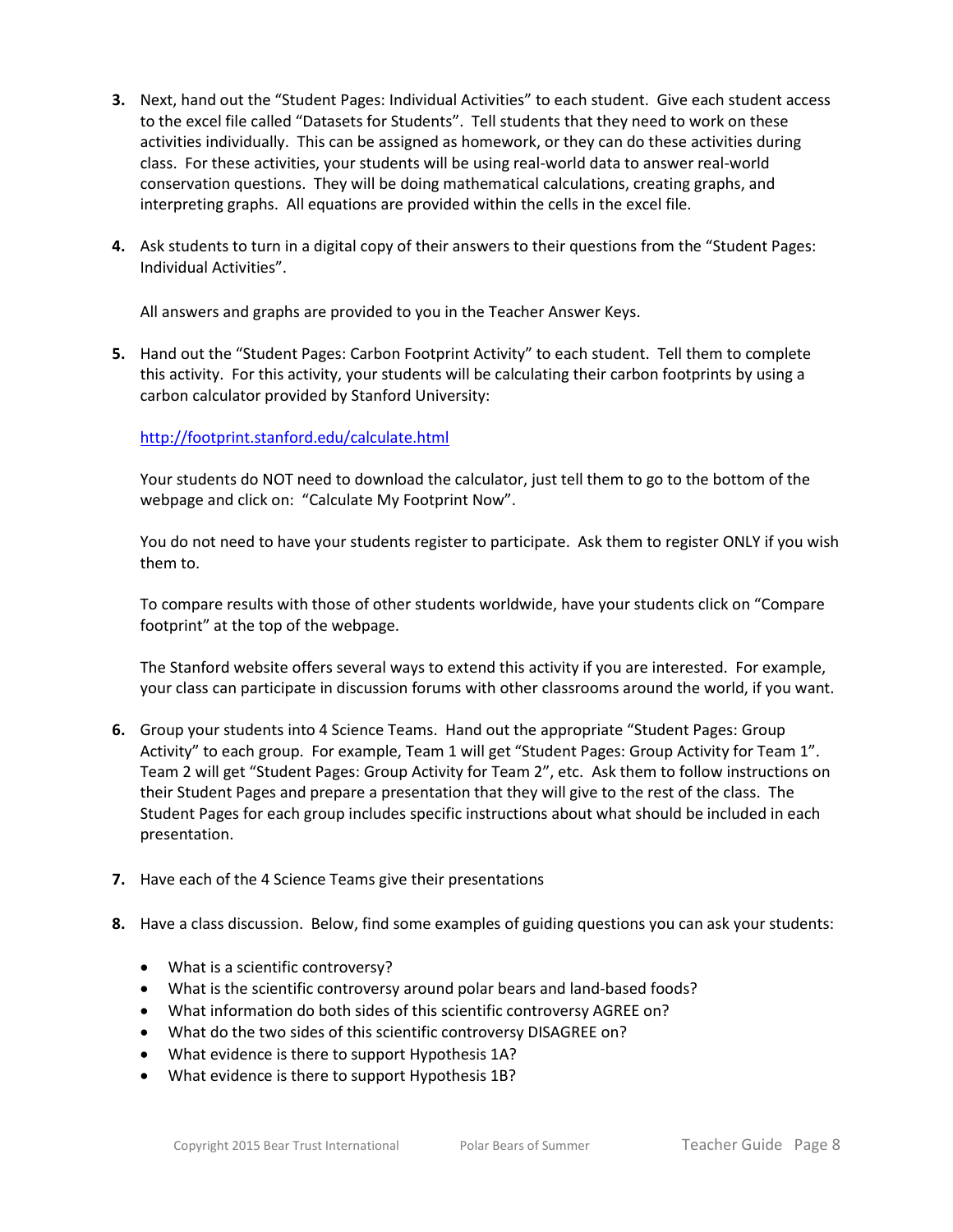3. Next, hand out the "Student Pages: Individual Activities" to each student. Give each student access to the excel file called "Datasets for Students". Tell students that they need to work on these activities individually. This can be assigned as homework, or they can do these activities during class. For these activities, your students will be using real-world data to answer real-world conservation questions. They will be doing mathematical calculations, creating graphs, and interpreting graphs. All equations are provided within the cells in the excel file.

4. Ask students to turn in a digital copy of their answers to their questions from the "Student Pages: Individual Activities".

   All answers and graphs are provided to you in the Teacher Answer Keys.

5. Hand out the "Student Pages: Carbon Footprint Activity" to each student. Tell them to complete this activity. For this activity, your students will be calculating their carbon footprints by using a carbon calculator provided by Stanford University:

   http://footprint.stanford.edu/calculate.html

   Your students do NOT need to download the calculator, just tell them to go to the bottom of the webpage and click on: "Calculate My Footprint Now".

   You do not need to have your students register to participate. Ask them to register ONLY if you wish them to.

   To compare results with those of other students worldwide, have your students click on "Compare footprint" at the top of the webpage.

   The Stanford website offers several ways to extend this activity if you are interested. For example, your class can participate in discussion forums with other classrooms around the world, if you want.

6. Group your students into 4 Science Teams. Hand out the appropriate "Student Pages: Group Activity" to each group. For example, Team 1 will get "Student Pages: Group Activity for Team 1". Team 2 will get "Student Pages: Group Activity for Team 2", etc. Ask them to follow instructions on their Student Pages and prepare a presentation that they will give to the rest of the class. The Student Pages for each group includes specific instructions about what should be included in each presentation.

7. Have each of the 4 Science Teams give their presentations

8. Have a class discussion. Below, find some examples of guiding questions you can ask your students:

   - What is a scientific controversy?
   - What is the scientific controversy around polar bears and land-based foods?
   - What information do both sides of this scientific controversy AGREE on?
   - What do the two sides of this scientific controversy DISAGREE on?
   - What evidence is there to support Hypothesis 1A?
   - What evidence is there to support Hypothesis 1B?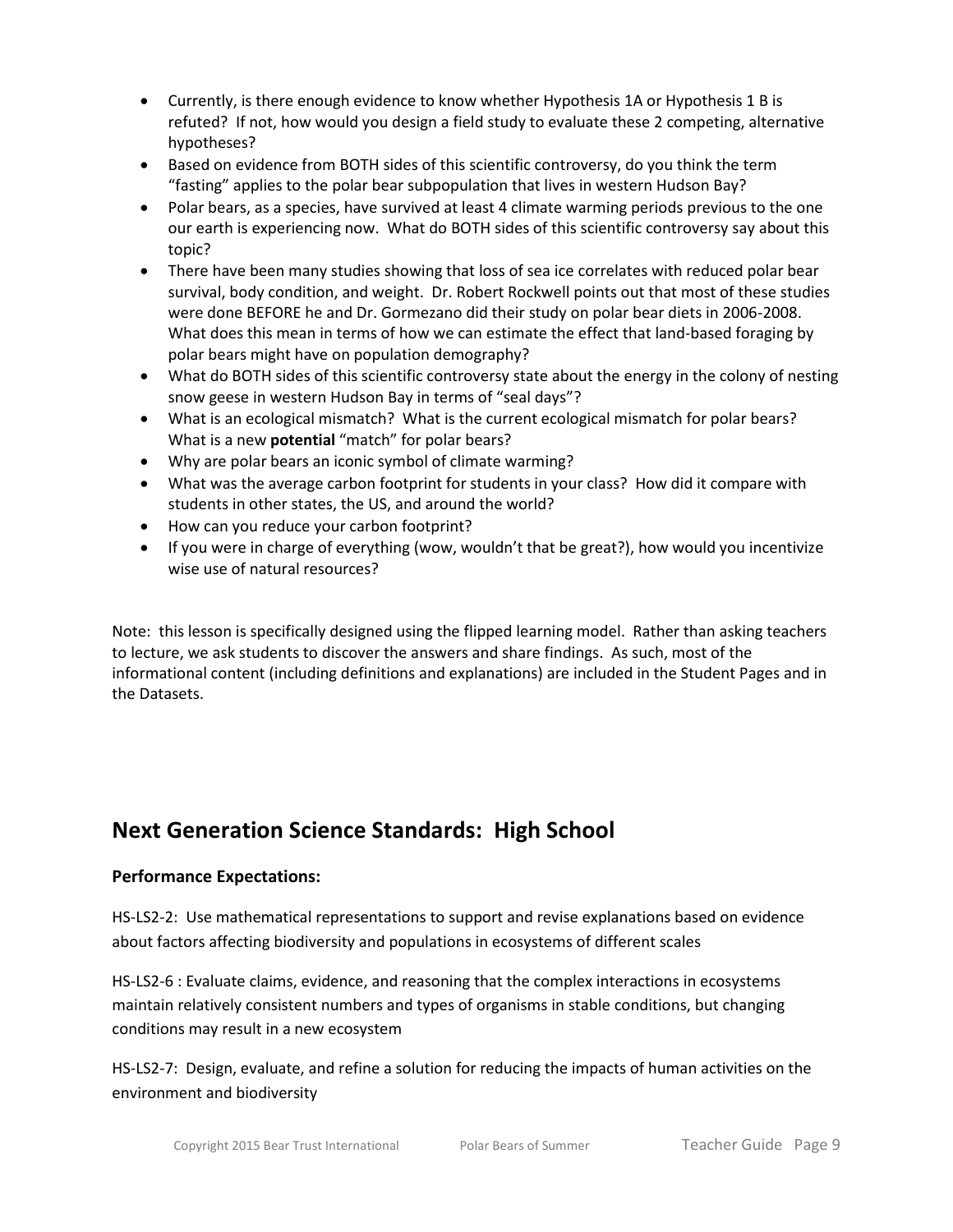- Currently, is there enough evidence to know whether Hypothesis 1A or Hypothesis 1 B is refuted? If not, how would you design a field study to evaluate these 2 competing, alternative hypotheses?
- Based on evidence from BOTH sides of this scientific controversy, do you think the term "fasting" applies to the polar bear subpopulation that lives in western Hudson Bay?
- Polar bears, as a species, have survived at least 4 climate warming periods previous to the one our earth is experiencing now. What do BOTH sides of this scientific controversy say about this topic?
- There have been many studies showing that loss of sea ice correlates with reduced polar bear survival, body condition, and weight. Dr. Robert Rockwell points out that most of these studies were done BEFORE he and Dr. Gormezano did their study on polar bear diets in 2006-2008. What does this mean in terms of how we can estimate the effect that land-based foraging by polar bears might have on population demography?
- What do BOTH sides of this scientific controversy state about the energy in the colony of nesting snow geese in western Hudson Bay in terms of "seal days"?
- What is an ecological mismatch? What is the current ecological mismatch for polar bears? What is a new **potential** "match" for polar bears?
- Why are polar bears an iconic symbol of climate warming?
- What was the average carbon footprint for students in your class? How did it compare with students in other states, the US, and around the world?
- How can you reduce your carbon footprint?
- If you were in charge of everything (wow, wouldn't that be great?), how would you incentivize wise use of natural resources?

Note: this lesson is specifically designed using the flipped learning model. Rather than asking teachers to lecture, we ask students to discover the answers and share findings. As such, most of the informational content (including definitions and explanations) are included in the Student Pages and in the Datasets.

## Next Generation Science Standards: High School

### Performance Expectations:

HS-LS2-2: Use mathematical representations to support and revise explanations based on evidence about factors affecting biodiversity and populations in ecosystems of different scales

HS-LS2-6 : Evaluate claims, evidence, and reasoning that the complex interactions in ecosystems maintain relatively consistent numbers and types of organisms in stable conditions, but changing conditions may result in a new ecosystem

HS-LS2-7: Design, evaluate, and refine a solution for reducing the impacts of human activities on the environment and biodiversity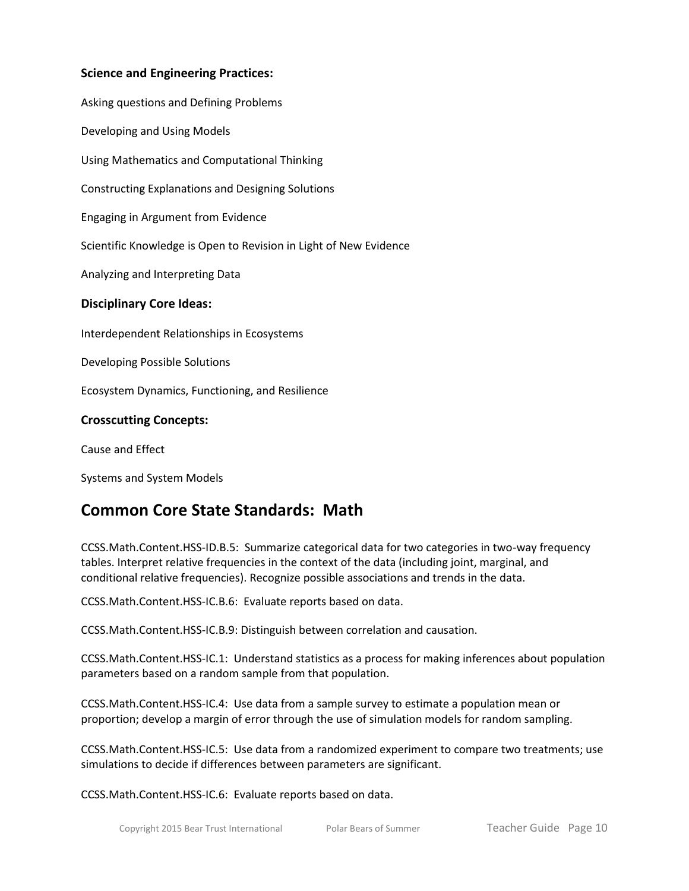**Science and Engineering Practices:**

Asking questions and Defining Problems

Developing and Using Models

Using Mathematics and Computational Thinking

Constructing Explanations and Designing Solutions

Engaging in Argument from Evidence

Scientific Knowledge is Open to Revision in Light of New Evidence

Analyzing and Interpreting Data

**Disciplinary Core Ideas:**

Interdependent Relationships in Ecosystems

Developing Possible Solutions

Ecosystem Dynamics, Functioning, and Resilience

**Crosscutting Concepts:**

Cause and Effect

Systems and System Models

## Common Core State Standards: Math

CCSS.Math.Content.HSS-ID.B.5: Summarize categorical data for two categories in two-way frequency tables. Interpret relative frequencies in the context of the data (including joint, marginal, and conditional relative frequencies). Recognize possible associations and trends in the data.

CCSS.Math.Content.HSS-IC.B.6: Evaluate reports based on data.

CCSS.Math.Content.HSS-IC.B.9: Distinguish between correlation and causation.

CCSS.Math.Content.HSS-IC.1: Understand statistics as a process for making inferences about population parameters based on a random sample from that population.

CCSS.Math.Content.HSS-IC.4: Use data from a sample survey to estimate a population mean or proportion; develop a margin of error through the use of simulation models for random sampling.

CCSS.Math.Content.HSS-IC.5: Use data from a randomized experiment to compare two treatments; use simulations to decide if differences between parameters are significant.

CCSS.Math.Content.HSS-IC.6: Evaluate reports based on data.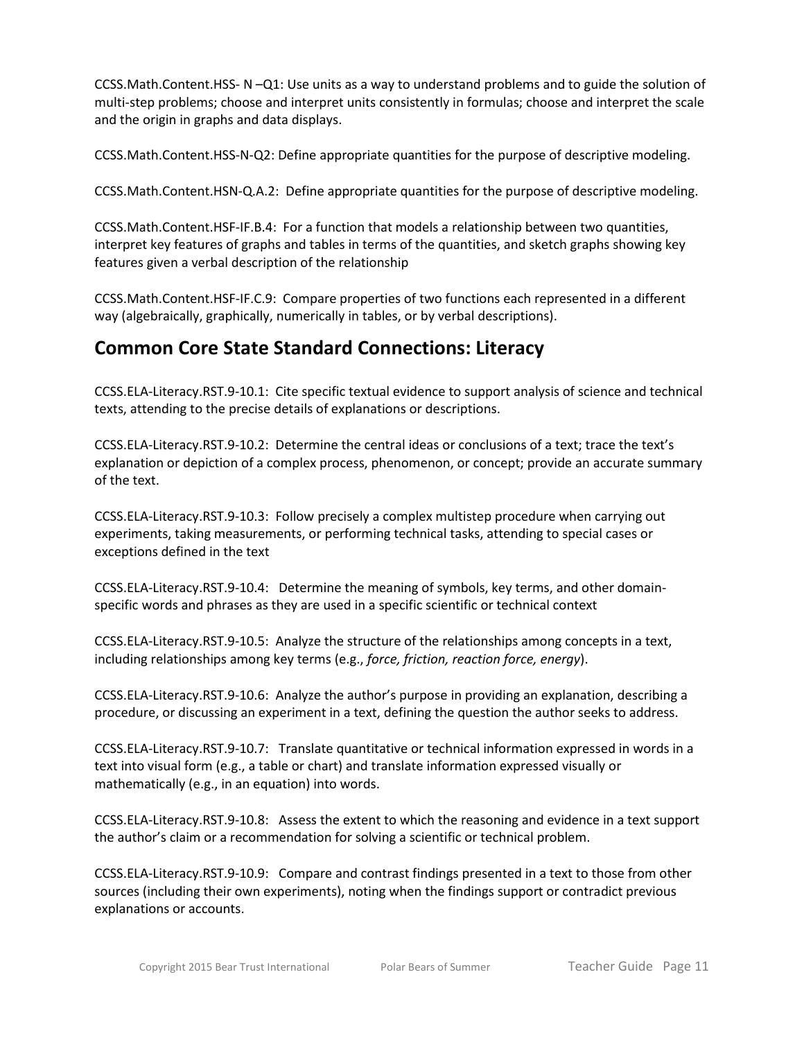CCSS.Math.Content.HSS- N –Q1: Use units as a way to understand problems and to guide the solution of multi-step problems; choose and interpret units consistently in formulas; choose and interpret the scale and the origin in graphs and data displays.

CCSS.Math.Content.HSS-N-Q2: Define appropriate quantities for the purpose of descriptive modeling.

CCSS.Math.Content.HSN-Q.A.2: Define appropriate quantities for the purpose of descriptive modeling.

CCSS.Math.Content.HSF-IF.B.4: For a function that models a relationship between two quantities, interpret key features of graphs and tables in terms of the quantities, and sketch graphs showing key features given a verbal description of the relationship

CCSS.Math.Content.HSF-IF.C.9: Compare properties of two functions each represented in a different way (algebraically, graphically, numerically in tables, or by verbal descriptions).

## Common Core State Standard Connections: Literacy

CCSS.ELA-Literacy.RST.9-10.1: Cite specific textual evidence to support analysis of science and technical texts, attending to the precise details of explanations or descriptions.

CCSS.ELA-Literacy.RST.9-10.2: Determine the central ideas or conclusions of a text; trace the text's explanation or depiction of a complex process, phenomenon, or concept; provide an accurate summary of the text.

CCSS.ELA-Literacy.RST.9-10.3: Follow precisely a complex multistep procedure when carrying out experiments, taking measurements, or performing technical tasks, attending to special cases or exceptions defined in the text

CCSS.ELA-Literacy.RST.9-10.4: Determine the meaning of symbols, key terms, and other domain-specific words and phrases as they are used in a specific scientific or technical context

CCSS.ELA-Literacy.RST.9-10.5: Analyze the structure of the relationships among concepts in a text, including relationships among key terms (e.g., *force, friction, reaction force, energy*).

CCSS.ELA-Literacy.RST.9-10.6: Analyze the author's purpose in providing an explanation, describing a procedure, or discussing an experiment in a text, defining the question the author seeks to address.

CCSS.ELA-Literacy.RST.9-10.7: Translate quantitative or technical information expressed in words in a text into visual form (e.g., a table or chart) and translate information expressed visually or mathematically (e.g., in an equation) into words.

CCSS.ELA-Literacy.RST.9-10.8: Assess the extent to which the reasoning and evidence in a text support the author's claim or a recommendation for solving a scientific or technical problem.

CCSS.ELA-Literacy.RST.9-10.9: Compare and contrast findings presented in a text to those from other sources (including their own experiments), noting when the findings support or contradict previous explanations or accounts.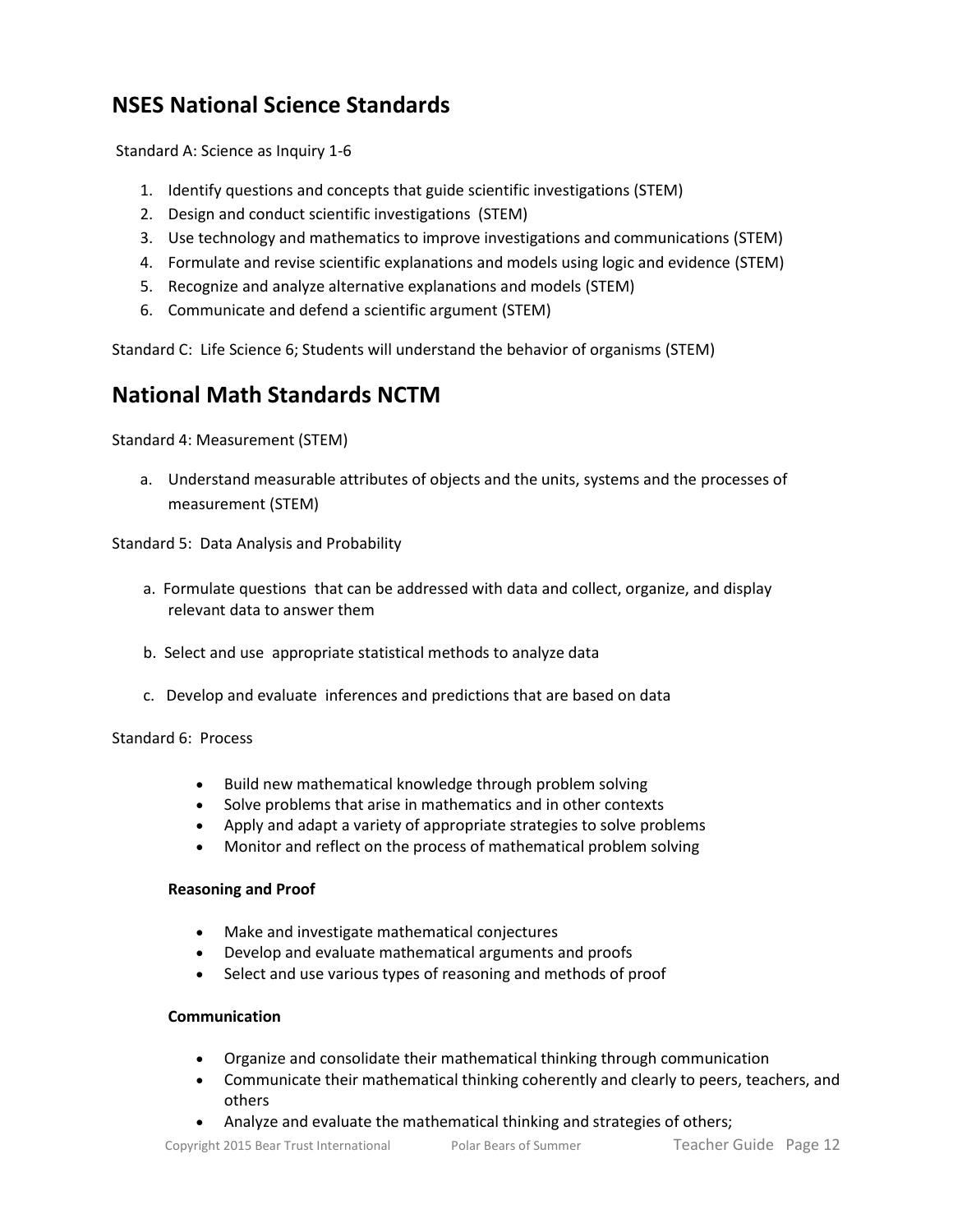## NSES National Science Standards

Standard A: Science as Inquiry 1-6

1. Identify questions and concepts that guide scientific investigations (STEM)
2. Design and conduct scientific investigations (STEM)
3. Use technology and mathematics to improve investigations and communications (STEM)
4. Formulate and revise scientific explanations and models using logic and evidence (STEM)
5. Recognize and analyze alternative explanations and models (STEM)
6. Communicate and defend a scientific argument (STEM)

Standard C: Life Science 6; Students will understand the behavior of organisms (STEM)

## National Math Standards NCTM

Standard 4: Measurement (STEM)

a. Understand measurable attributes of objects and the units, systems and the processes of measurement (STEM)

Standard 5: Data Analysis and Probability

a. Formulate questions that can be addressed with data and collect, organize, and display relevant data to answer them

b. Select and use appropriate statistical methods to analyze data

c. Develop and evaluate inferences and predictions that are based on data

Standard 6: Process

- Build new mathematical knowledge through problem solving
- Solve problems that arise in mathematics and in other contexts
- Apply and adapt a variety of appropriate strategies to solve problems
- Monitor and reflect on the process of mathematical problem solving

**Reasoning and Proof**

- Make and investigate mathematical conjectures
- Develop and evaluate mathematical arguments and proofs
- Select and use various types of reasoning and methods of proof

**Communication**

- Organize and consolidate their mathematical thinking through communication
- Communicate their mathematical thinking coherently and clearly to peers, teachers, and others
- Analyze and evaluate the mathematical thinking and strategies of others;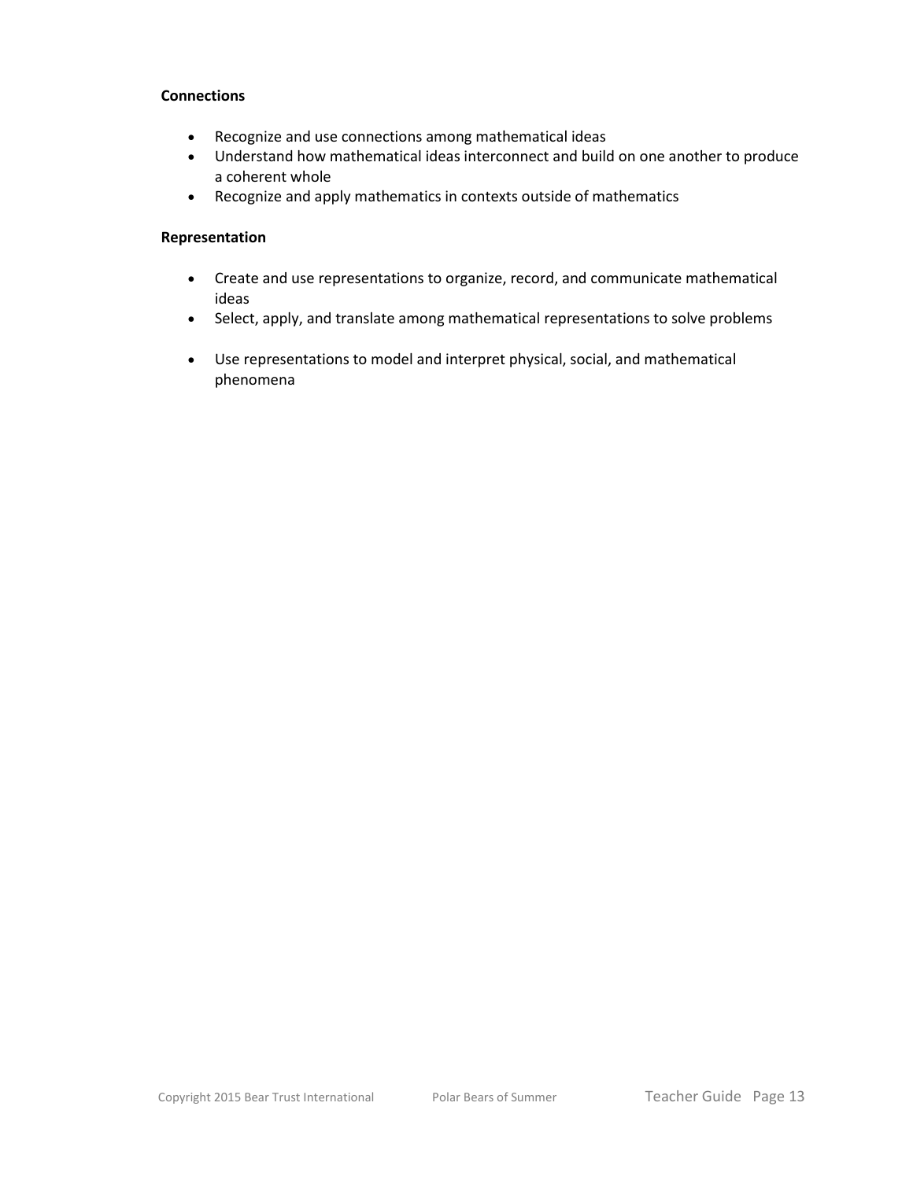**Connections**

- Recognize and use connections among mathematical ideas
- Understand how mathematical ideas interconnect and build on one another to produce a coherent whole
- Recognize and apply mathematics in contexts outside of mathematics

**Representation**

- Create and use representations to organize, record, and communicate mathematical ideas
- Select, apply, and translate among mathematical representations to solve problems
- Use representations to model and interpret physical, social, and mathematical phenomena